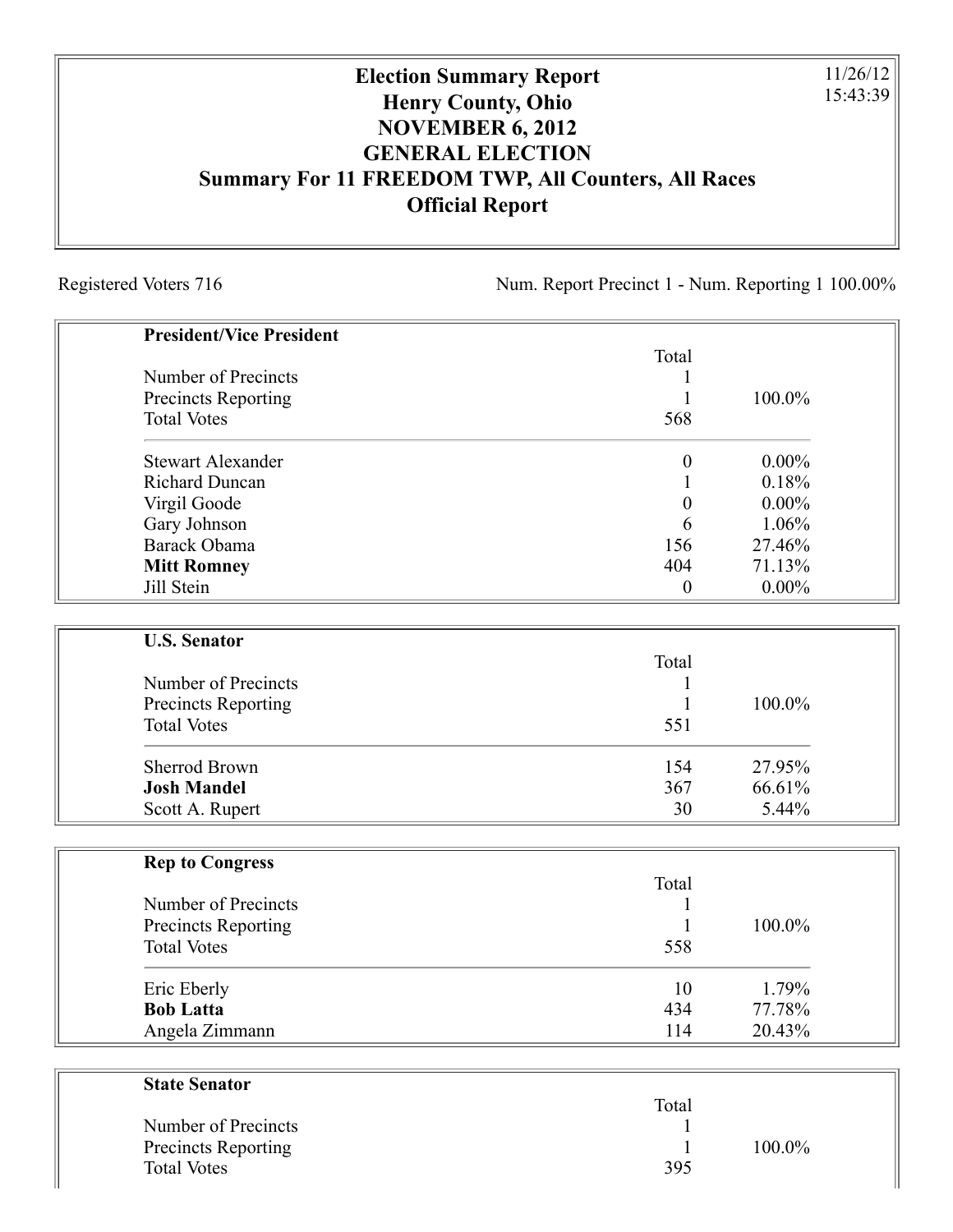# Election Summary Report
## Henry County, Ohio
## NOVEMBER 6, 2012
## GENERAL ELECTION
## Summary For 11 FREEDOM TWP, All Counters, All Races
## Official Report

11/26/12
15:43:39

Registered Voters 716

Num. Report Precinct 1 - Num. Reporting 1 100.00%

### President/Vice President

| | Total | |
|---|---|---|
| Number of Precincts | 1 | |
| Precincts Reporting | 1 | 100.0% |
| Total Votes | 568 | |
| Stewart Alexander | 0 | 0.00% |
| Richard Duncan | 1 | 0.18% |
| Virgil Goode | 0 | 0.00% |
| Gary Johnson | 6 | 1.06% |
| Barack Obama | 156 | 27.46% |
| **Mitt Romney** | 404 | 71.13% |
| Jill Stein | 0 | 0.00% |

### U.S. Senator

| | Total | |
|---|---|---|
| Number of Precincts | 1 | |
| Precincts Reporting | 1 | 100.0% |
| Total Votes | 551 | |
| Sherrod Brown | 154 | 27.95% |
| **Josh Mandel** | 367 | 66.61% |
| Scott A. Rupert | 30 | 5.44% |

### Rep to Congress

| | Total | |
|---|---|---|
| Number of Precincts | 1 | |
| Precincts Reporting | 1 | 100.0% |
| Total Votes | 558 | |
| Eric Eberly | 10 | 1.79% |
| **Bob Latta** | 434 | 77.78% |
| Angela Zimmann | 114 | 20.43% |

### State Senator

| | Total | |
|---|---|---|
| Number of Precincts | 1 | |
| Precincts Reporting | 1 | 100.0% |
| Total Votes | 395 | |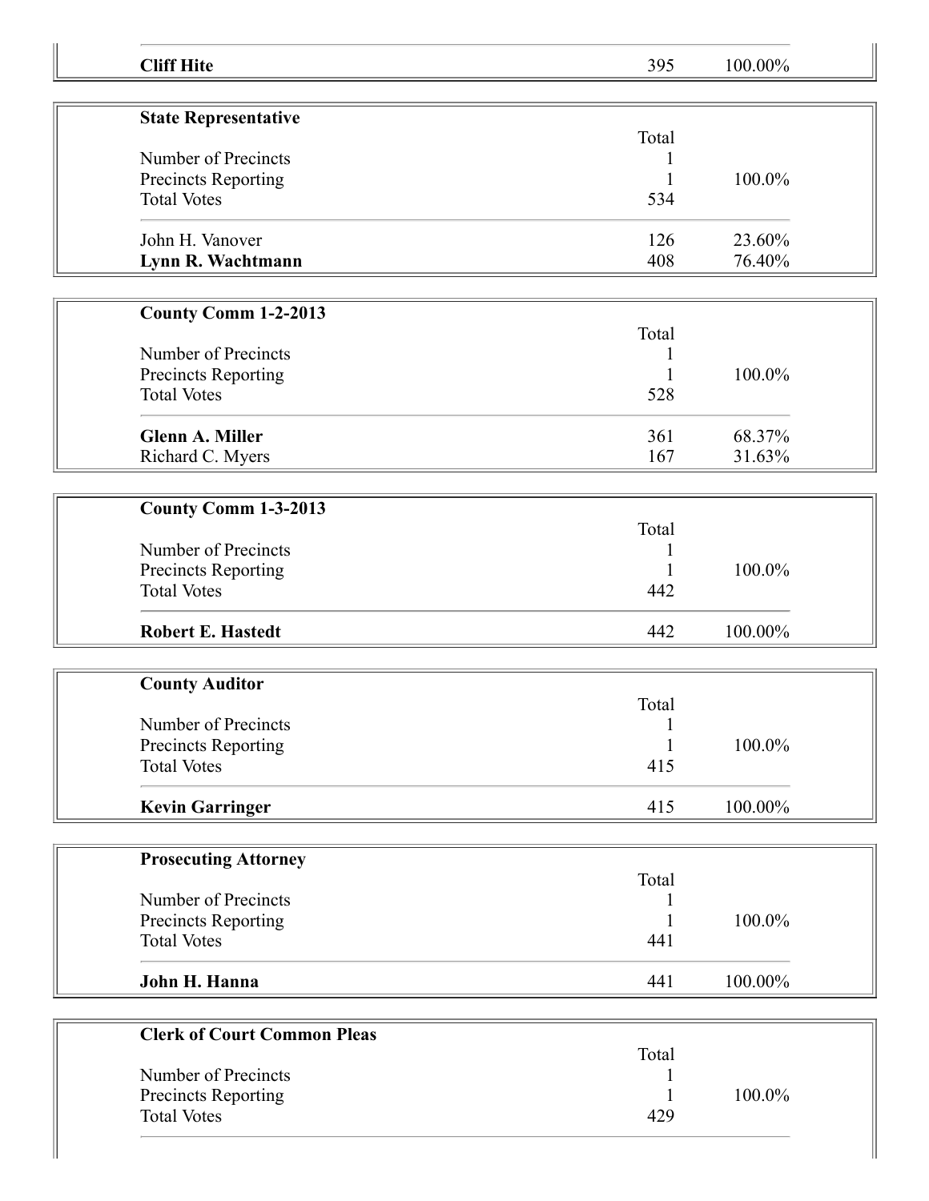| | | |
|---|---|---|
| **Cliff Hite** | 395 | 100.00% |

| **State Representative** | Total | |
|---|---|---|
| Number of Precincts | 1 | |
| Precincts Reporting | 1 | 100.0% |
| Total Votes | 534 | |
| John H. Vanover | 126 | 23.60% |
| **Lynn R. Wachtmann** | 408 | 76.40% |

| **County Comm 1-2-2013** | Total | |
|---|---|---|
| Number of Precincts | 1 | |
| Precincts Reporting | 1 | 100.0% |
| Total Votes | 528 | |
| **Glenn A. Miller** | 361 | 68.37% |
| Richard C. Myers | 167 | 31.63% |

| **County Comm 1-3-2013** | Total | |
|---|---|---|
| Number of Precincts | 1 | |
| Precincts Reporting | 1 | 100.0% |
| Total Votes | 442 | |
| **Robert E. Hastedt** | 442 | 100.00% |

| **County Auditor** | Total | |
|---|---|---|
| Number of Precincts | 1 | |
| Precincts Reporting | 1 | 100.0% |
| Total Votes | 415 | |
| **Kevin Garringer** | 415 | 100.00% |

| **Prosecuting Attorney** | Total | |
|---|---|---|
| Number of Precincts | 1 | |
| Precincts Reporting | 1 | 100.0% |
| Total Votes | 441 | |
| **John H. Hanna** | 441 | 100.00% |

| **Clerk of Court Common Pleas** | Total | |
|---|---|---|
| Number of Precincts | 1 | |
| Precincts Reporting | 1 | 100.0% |
| Total Votes | 429 | |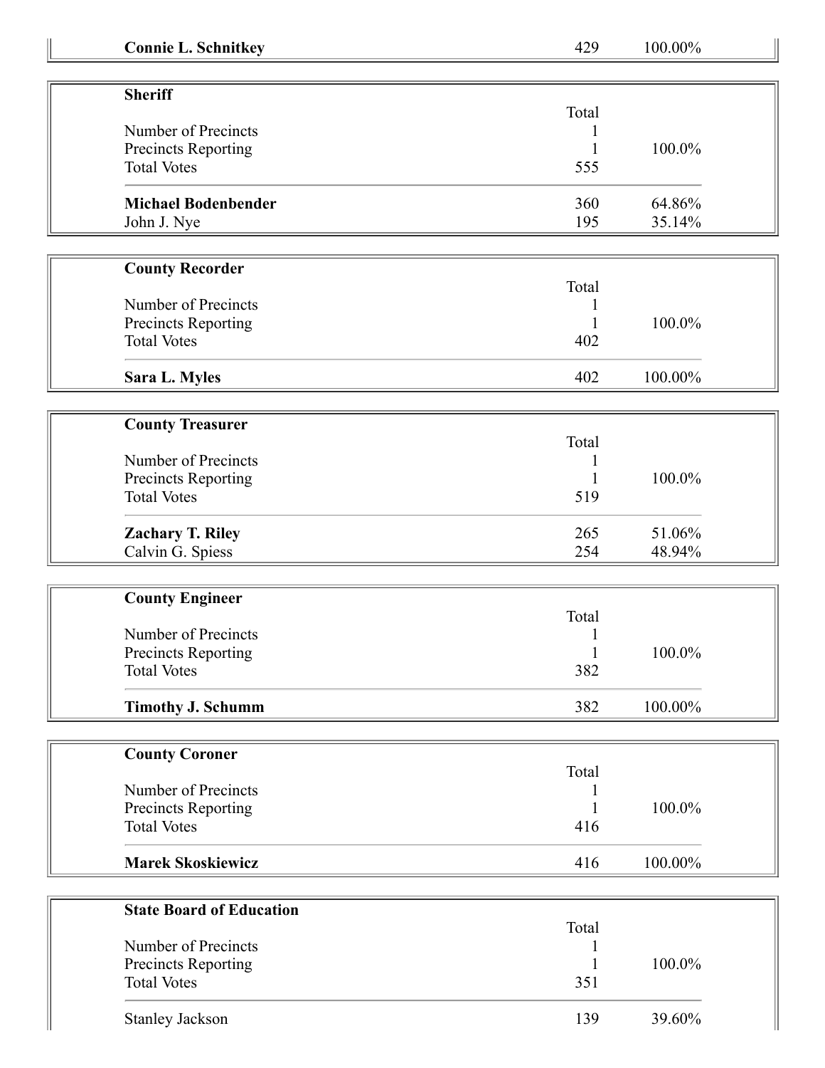| **Connie L. Schnitkey** | 429 | 100.00% |
| --- | --- | --- |

| **Sheriff** | | |
| --- | --- | --- |
| | Total | |
| Number of Precincts | 1 | |
| Precincts Reporting | 1 | 100.0% |
| Total Votes | 555 | |
| **Michael Bodenbender** | 360 | 64.86% |
| John J. Nye | 195 | 35.14% |

| **County Recorder** | | |
| --- | --- | --- |
| | Total | |
| Number of Precincts | 1 | |
| Precincts Reporting | 1 | 100.0% |
| Total Votes | 402 | |
| **Sara L. Myles** | 402 | 100.00% |

| **County Treasurer** | | |
| --- | --- | --- |
| | Total | |
| Number of Precincts | 1 | |
| Precincts Reporting | 1 | 100.0% |
| Total Votes | 519 | |
| **Zachary T. Riley** | 265 | 51.06% |
| Calvin G. Spiess | 254 | 48.94% |

| **County Engineer** | | |
| --- | --- | --- |
| | Total | |
| Number of Precincts | 1 | |
| Precincts Reporting | 1 | 100.0% |
| Total Votes | 382 | |
| **Timothy J. Schumm** | 382 | 100.00% |

| **County Coroner** | | |
| --- | --- | --- |
| | Total | |
| Number of Precincts | 1 | |
| Precincts Reporting | 1 | 100.0% |
| Total Votes | 416 | |
| **Marek Skoskiewicz** | 416 | 100.00% |

| **State Board of Education** | | |
| --- | --- | --- |
| | Total | |
| Number of Precincts | 1 | |
| Precincts Reporting | 1 | 100.0% |
| Total Votes | 351 | |
| Stanley Jackson | 139 | 39.60% |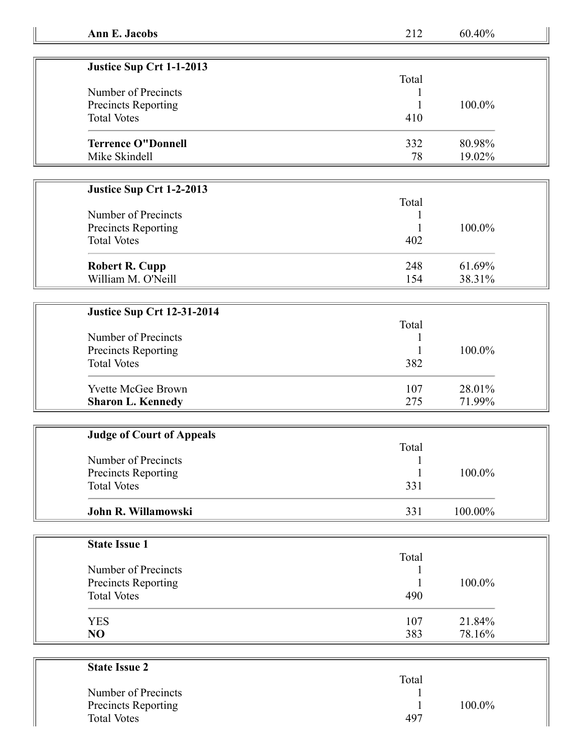| **Ann E. Jacobs** | 212 | 60.40% |
|---|---|---|

| **Justice Sup Crt 1-1-2013** | | |
|---|---|---|
| | Total | |
| Number of Precincts | 1 | |
| Precincts Reporting | 1 | 100.0% |
| Total Votes | 410 | |
| **Terrence O"Donnell** | 332 | 80.98% |
| Mike Skindell | 78 | 19.02% |

| **Justice Sup Crt 1-2-2013** | | |
|---|---|---|
| | Total | |
| Number of Precincts | 1 | |
| Precincts Reporting | 1 | 100.0% |
| Total Votes | 402 | |
| **Robert R. Cupp** | 248 | 61.69% |
| William M. O'Neill | 154 | 38.31% |

| **Justice Sup Crt 12-31-2014** | | |
|---|---|---|
| | Total | |
| Number of Precincts | 1 | |
| Precincts Reporting | 1 | 100.0% |
| Total Votes | 382 | |
| Yvette McGee Brown | 107 | 28.01% |
| **Sharon L. Kennedy** | 275 | 71.99% |

| **Judge of Court of Appeals** | | |
|---|---|---|
| | Total | |
| Number of Precincts | 1 | |
| Precincts Reporting | 1 | 100.0% |
| Total Votes | 331 | |
| **John R. Willamowski** | 331 | 100.00% |

| **State Issue 1** | | |
|---|---|---|
| | Total | |
| Number of Precincts | 1 | |
| Precincts Reporting | 1 | 100.0% |
| Total Votes | 490 | |
| YES | 107 | 21.84% |
| **NO** | 383 | 78.16% |

| **State Issue 2** | | |
|---|---|---|
| | Total | |
| Number of Precincts | 1 | |
| Precincts Reporting | 1 | 100.0% |
| Total Votes | 497 | |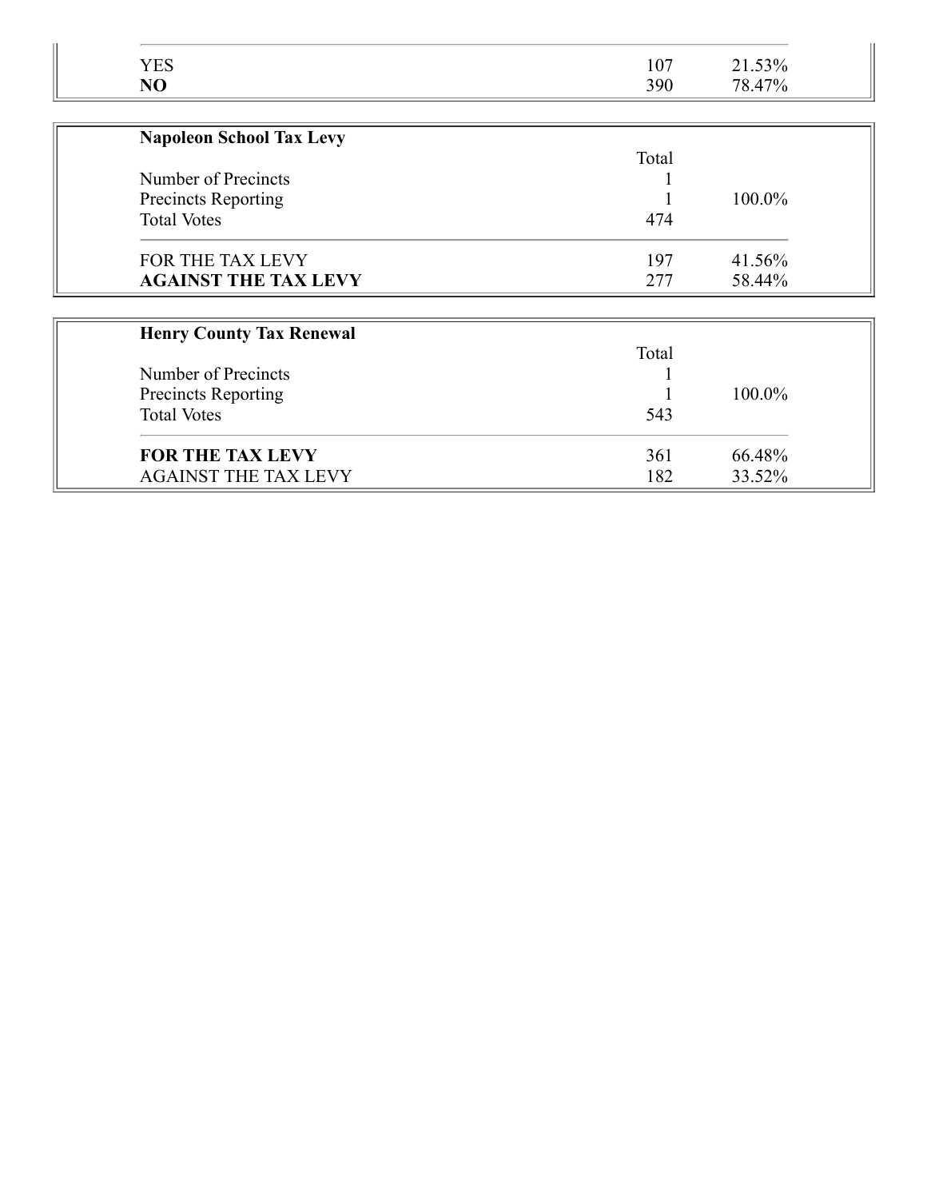| | | |
|---|---|---|
| YES | 107 | 21.53% |
| **NO** | 390 | 78.47% |

**Napoleon School Tax Levy**

| | Total | |
|---|---|---|
| Number of Precincts | 1 | |
| Precincts Reporting | 1 | 100.0% |
| Total Votes | 474 | |
| FOR THE TAX LEVY | 197 | 41.56% |
| **AGAINST THE TAX LEVY** | 277 | 58.44% |

**Henry County Tax Renewal**

| | Total | |
|---|---|---|
| Number of Precincts | 1 | |
| Precincts Reporting | 1 | 100.0% |
| Total Votes | 543 | |
| **FOR THE TAX LEVY** | 361 | 66.48% |
| AGAINST THE TAX LEVY | 182 | 33.52% |